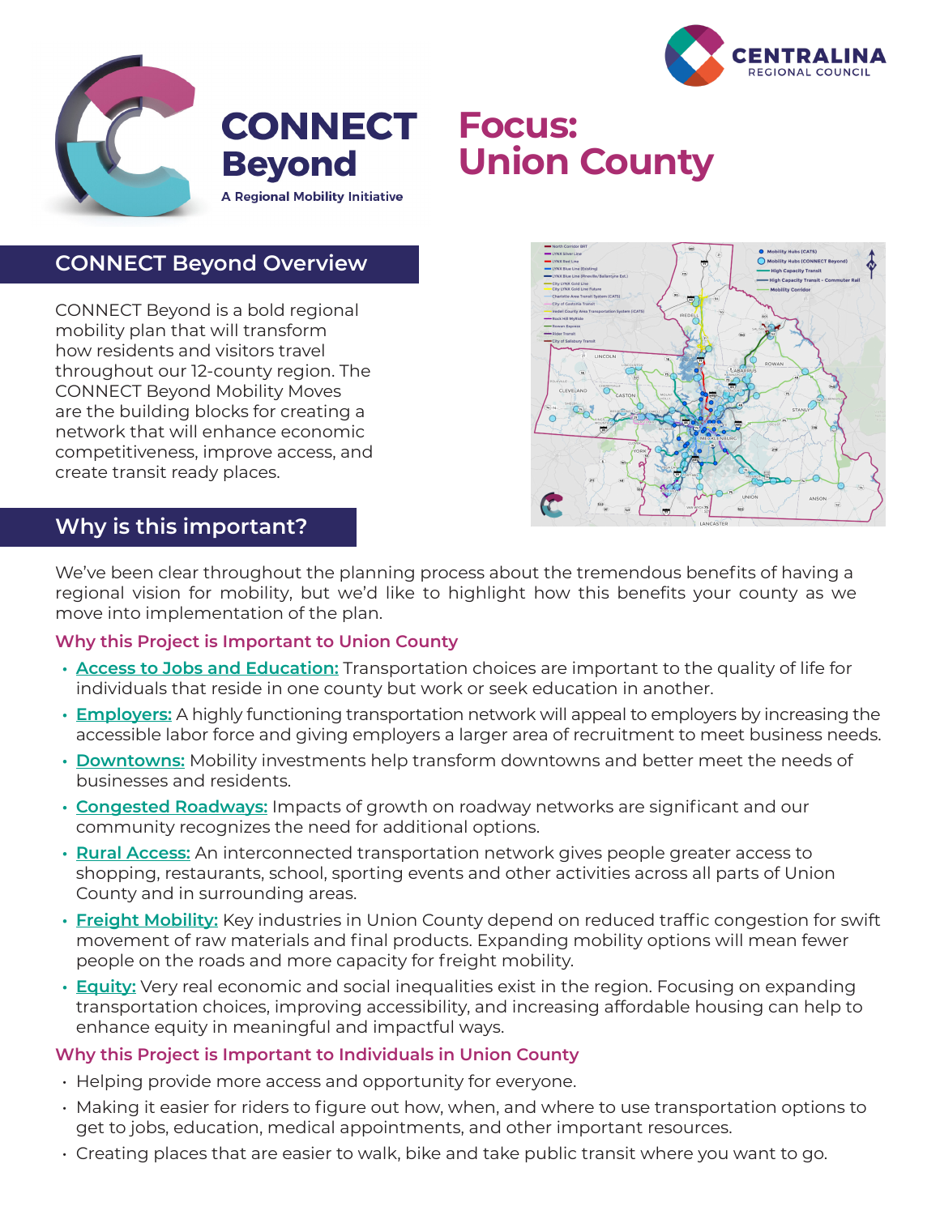# CONNECT Beyond

A Regional Mobility Initiative

CENTRALINA REGIONAL COUNCIL

# Focus: Union County

## CONNECT Beyond Overview

CONNECT Beyond is a bold regional mobility plan that will transform how residents and visitors travel throughout our 12-county region. The CONNECT Beyond Mobility Moves are the building blocks for creating a network that will enhance economic competitiveness, improve access, and create transit ready places.

## Why is this important?

We've been clear throughout the planning process about the tremendous benefits of having a regional vision for mobility, but we'd like to highlight how this benefits your county as we move into implementation of the plan.

### Why this Project is Important to Union County

- **Access to Jobs and Education:** Transportation choices are important to the quality of life for individuals that reside in one county but work or seek education in another.
- **Employers:** A highly functioning transportation network will appeal to employers by increasing the accessible labor force and giving employers a larger area of recruitment to meet business needs.
- **Downtowns:** Mobility investments help transform downtowns and better meet the needs of businesses and residents.
- **Congested Roadways:** Impacts of growth on roadway networks are significant and our community recognizes the need for additional options.
- **Rural Access:** An interconnected transportation network gives people greater access to shopping, restaurants, school, sporting events and other activities across all parts of Union County and in surrounding areas.
- **Freight Mobility:** Key industries in Union County depend on reduced traffic congestion for swift movement of raw materials and final products. Expanding mobility options will mean fewer people on the roads and more capacity for freight mobility.
- **Equity:** Very real economic and social inequalities exist in the region. Focusing on expanding transportation choices, improving accessibility, and increasing affordable housing can help to enhance equity in meaningful and impactful ways.

### Why this Project is Important to Individuals in Union County

- Helping provide more access and opportunity for everyone.
- Making it easier for riders to figure out how, when, and where to use transportation options to get to jobs, education, medical appointments, and other important resources.
- Creating places that are easier to walk, bike and take public transit where you want to go.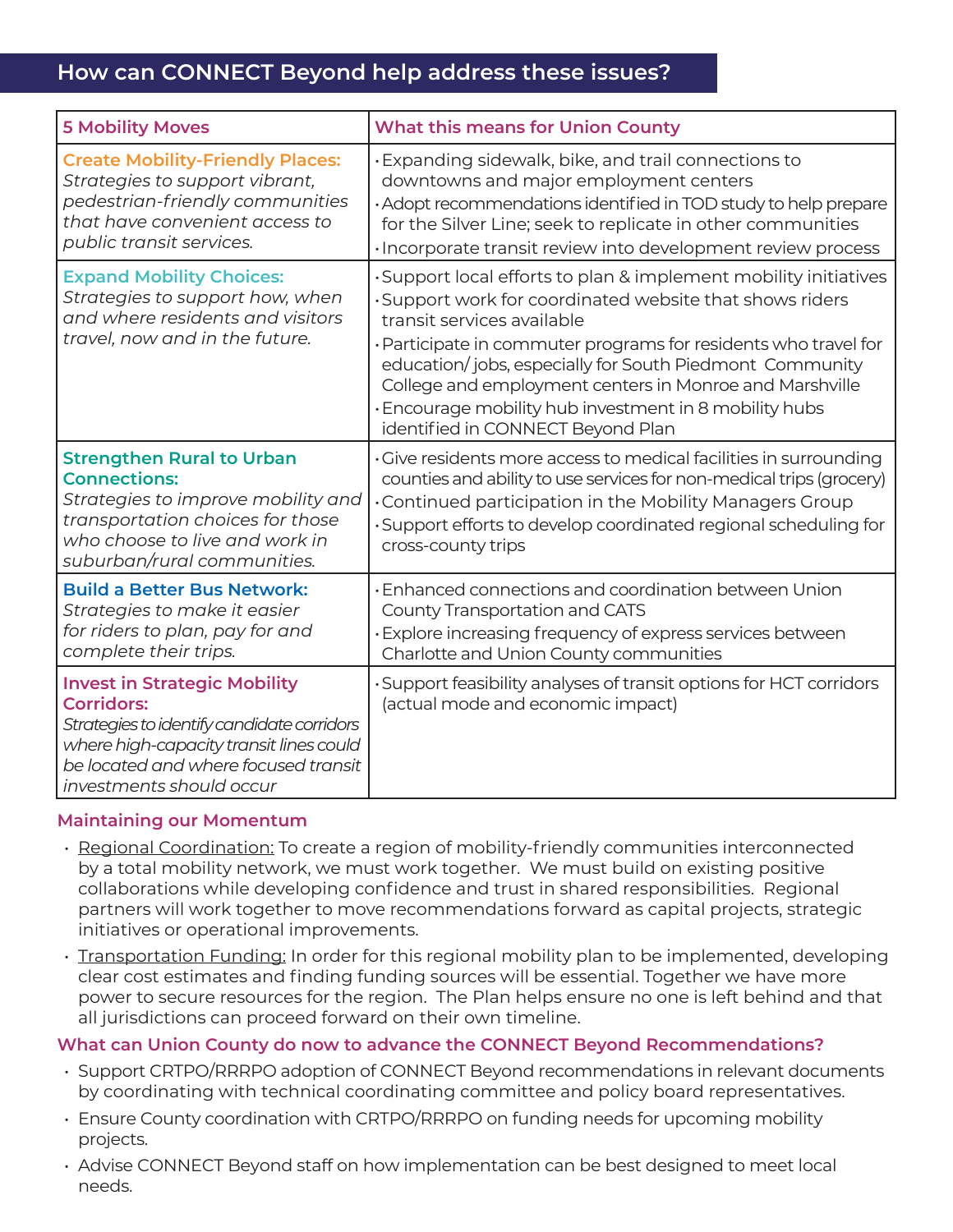## How can CONNECT Beyond help address these issues?

| 5 Mobility Moves | What this means for Union County |
| --- | --- |
| **Create Mobility-Friendly Places:** *Strategies to support vibrant, pedestrian-friendly communities that have convenient access to public transit services.* | • Expanding sidewalk, bike, and trail connections to downtowns and major employment centers<br>• Adopt recommendations identified in TOD study to help prepare for the Silver Line; seek to replicate in other communities<br>• Incorporate transit review into development review process |
| **Expand Mobility Choices:** *Strategies to support how, when and where residents and visitors travel, now and in the future.* | • Support local efforts to plan & implement mobility initiatives<br>• Support work for coordinated website that shows riders transit services available<br>• Participate in commuter programs for residents who travel for education/ jobs, especially for South Piedmont Community College and employment centers in Monroe and Marshville<br>• Encourage mobility hub investment in 8 mobility hubs identified in CONNECT Beyond Plan |
| **Strengthen Rural to Urban Connections:** *Strategies to improve mobility and transportation choices for those who choose to live and work in suburban/rural communities.* | • Give residents more access to medical facilities in surrounding counties and ability to use services for non-medical trips (grocery)<br>• Continued participation in the Mobility Managers Group<br>• Support efforts to develop coordinated regional scheduling for cross-county trips |
| **Build a Better Bus Network:** *Strategies to make it easier for riders to plan, pay for and complete their trips.* | • Enhanced connections and coordination between Union County Transportation and CATS<br>• Explore increasing frequency of express services between Charlotte and Union County communities |
| **Invest in Strategic Mobility Corridors:** *Strategies to identify candidate corridors where high-capacity transit lines could be located and where focused transit investments should occur* | • Support feasibility analyses of transit options for HCT corridors (actual mode and economic impact) |

### Maintaining our Momentum

- Regional Coordination: To create a region of mobility-friendly communities interconnected by a total mobility network, we must work together. We must build on existing positive collaborations while developing confidence and trust in shared responsibilities. Regional partners will work together to move recommendations forward as capital projects, strategic initiatives or operational improvements.
- Transportation Funding: In order for this regional mobility plan to be implemented, developing clear cost estimates and finding funding sources will be essential. Together we have more power to secure resources for the region. The Plan helps ensure no one is left behind and that all jurisdictions can proceed forward on their own timeline.

### What can Union County do now to advance the CONNECT Beyond Recommendations?

- Support CRTPO/RRRPO adoption of CONNECT Beyond recommendations in relevant documents by coordinating with technical coordinating committee and policy board representatives.
- Ensure County coordination with CRTPO/RRRPO on funding needs for upcoming mobility projects.
- Advise CONNECT Beyond staff on how implementation can be best designed to meet local needs.